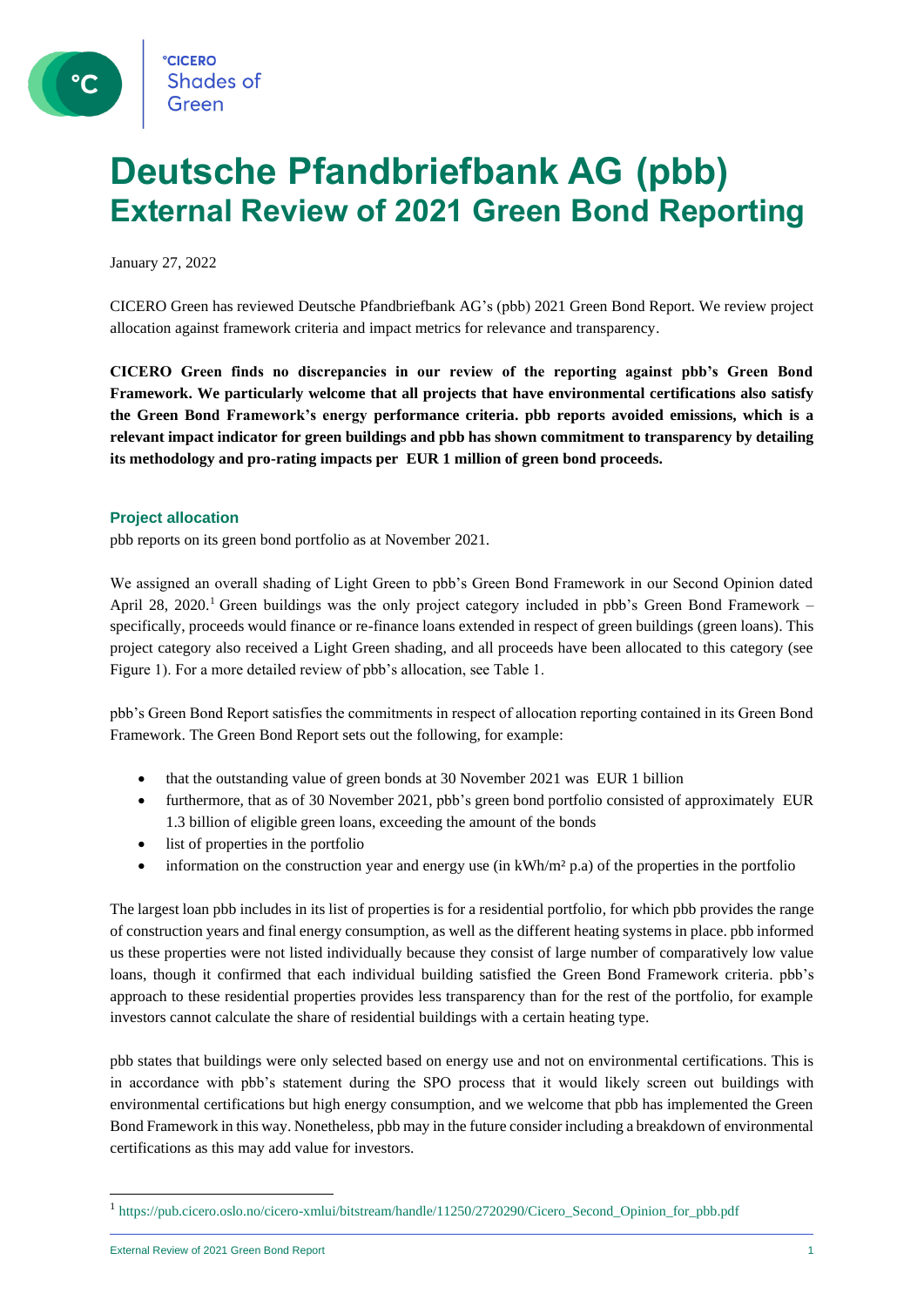°CICERO Shades of Green

# Deutsche Pfandbriefbank AG (pbb)
## External Review of 2021 Green Bond Reporting

January 27, 2022

CICERO Green has reviewed Deutsche Pfandbriefbank AG's (pbb) 2021 Green Bond Report. We review project allocation against framework criteria and impact metrics for relevance and transparency.

**CICERO Green finds no discrepancies in our review of the reporting against pbb's Green Bond Framework. We particularly welcome that all projects that have environmental certifications also satisfy the Green Bond Framework's energy performance criteria. pbb reports avoided emissions, which is a relevant impact indicator for green buildings and pbb has shown commitment to transparency by detailing its methodology and pro-rating impacts per EUR 1 million of green bond proceeds.**

### Project allocation

pbb reports on its green bond portfolio as at November 2021.

We assigned an overall shading of Light Green to pbb's Green Bond Framework in our Second Opinion dated April 28, 2020.[1] Green buildings was the only project category included in pbb's Green Bond Framework – specifically, proceeds would finance or re-finance loans extended in respect of green buildings (green loans). This project category also received a Light Green shading, and all proceeds have been allocated to this category (see Figure 1). For a more detailed review of pbb's allocation, see Table 1.

pbb's Green Bond Report satisfies the commitments in respect of allocation reporting contained in its Green Bond Framework. The Green Bond Report sets out the following, for example:

- that the outstanding value of green bonds at 30 November 2021 was EUR 1 billion
- furthermore, that as of 30 November 2021, pbb's green bond portfolio consisted of approximately EUR 1.3 billion of eligible green loans, exceeding the amount of the bonds
- list of properties in the portfolio
- information on the construction year and energy use (in kWh/m² p.a) of the properties in the portfolio

The largest loan pbb includes in its list of properties is for a residential portfolio, for which pbb provides the range of construction years and final energy consumption, as well as the different heating systems in place. pbb informed us these properties were not listed individually because they consist of large number of comparatively low value loans, though it confirmed that each individual building satisfied the Green Bond Framework criteria. pbb's approach to these residential properties provides less transparency than for the rest of the portfolio, for example investors cannot calculate the share of residential buildings with a certain heating type.

pbb states that buildings were only selected based on energy use and not on environmental certifications. This is in accordance with pbb's statement during the SPO process that it would likely screen out buildings with environmental certifications but high energy consumption, and we welcome that pbb has implemented the Green Bond Framework in this way. Nonetheless, pbb may in the future consider including a breakdown of environmental certifications as this may add value for investors.

[1] https://pub.cicero.oslo.no/cicero-xmlui/bitstream/handle/11250/2720290/Cicero_Second_Opinion_for_pbb.pdf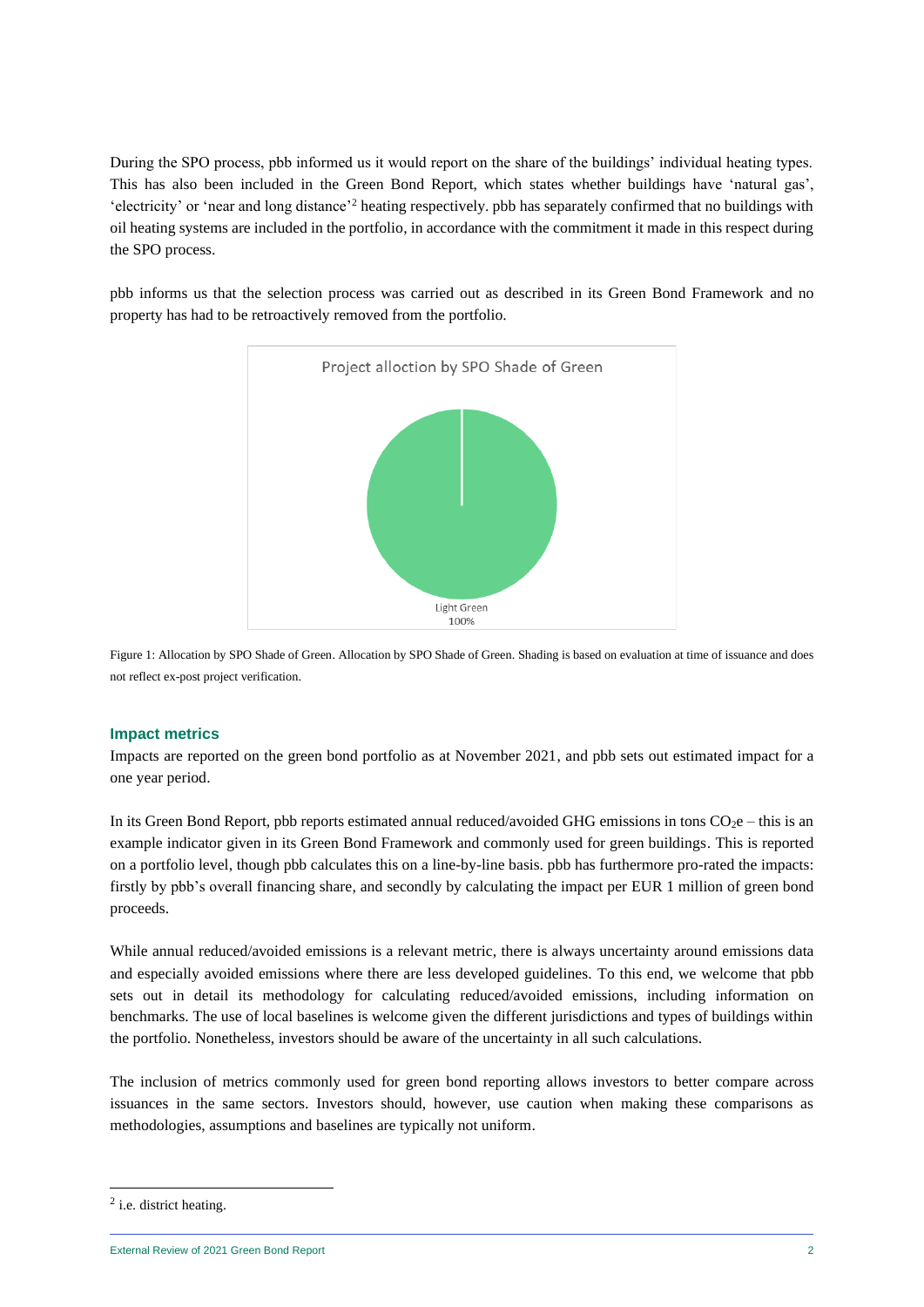During the SPO process, pbb informed us it would report on the share of the buildings' individual heating types. This has also been included in the Green Bond Report, which states whether buildings have 'natural gas', 'electricity' or 'near and long distance'[2] heating respectively. pbb has separately confirmed that no buildings with oil heating systems are included in the portfolio, in accordance with the commitment it made in this respect during the SPO process.

pbb informs us that the selection process was carried out as described in its Green Bond Framework and no property has had to be retroactively removed from the portfolio.

Project allocation by SPO Shade of Green

Light Green
100%

Figure 1: Allocation by SPO Shade of Green. Allocation by SPO Shade of Green. Shading is based on evaluation at time of issuance and does not reflect ex-post project verification.

### Impact metrics

Impacts are reported on the green bond portfolio as at November 2021, and pbb sets out estimated impact for a one year period.

In its Green Bond Report, pbb reports estimated annual reduced/avoided GHG emissions in tons $CO_2e$ – this is an example indicator given in its Green Bond Framework and commonly used for green buildings. This is reported on a portfolio level, though pbb calculates this on a line-by-line basis. pbb has furthermore pro-rated the impacts: firstly by pbb's overall financing share, and secondly by calculating the impact per EUR 1 million of green bond proceeds.

While annual reduced/avoided emissions is a relevant metric, there is always uncertainty around emissions data and especially avoided emissions where there are less developed guidelines. To this end, we welcome that pbb sets out in detail its methodology for calculating reduced/avoided emissions, including information on benchmarks. The use of local baselines is welcome given the different jurisdictions and types of buildings within the portfolio. Nonetheless, investors should be aware of the uncertainty in all such calculations.

The inclusion of metrics commonly used for green bond reporting allows investors to better compare across issuances in the same sectors. Investors should, however, use caution when making these comparisons as methodologies, assumptions and baselines are typically not uniform.

[2] i.e. district heating.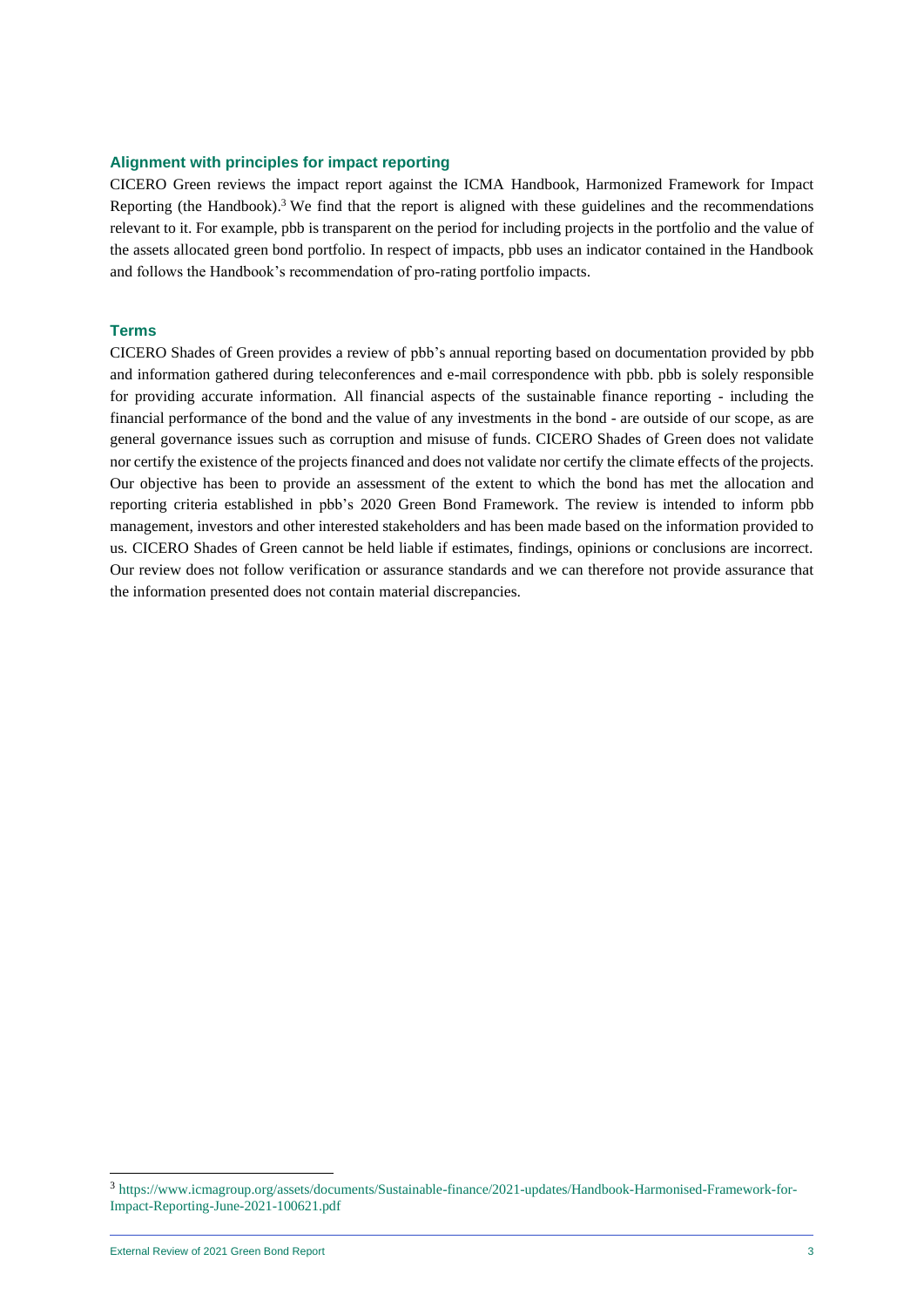## Alignment with principles for impact reporting

CICERO Green reviews the impact report against the ICMA Handbook, Harmonized Framework for Impact Reporting (the Handbook).[3] We find that the report is aligned with these guidelines and the recommendations relevant to it. For example, pbb is transparent on the period for including projects in the portfolio and the value of the assets allocated green bond portfolio. In respect of impacts, pbb uses an indicator contained in the Handbook and follows the Handbook's recommendation of pro-rating portfolio impacts.

## Terms

CICERO Shades of Green provides a review of pbb's annual reporting based on documentation provided by pbb and information gathered during teleconferences and e-mail correspondence with pbb. pbb is solely responsible for providing accurate information. All financial aspects of the sustainable finance reporting - including the financial performance of the bond and the value of any investments in the bond - are outside of our scope, as are general governance issues such as corruption and misuse of funds. CICERO Shades of Green does not validate nor certify the existence of the projects financed and does not validate nor certify the climate effects of the projects. Our objective has been to provide an assessment of the extent to which the bond has met the allocation and reporting criteria established in pbb's 2020 Green Bond Framework. The review is intended to inform pbb management, investors and other interested stakeholders and has been made based on the information provided to us. CICERO Shades of Green cannot be held liable if estimates, findings, opinions or conclusions are incorrect. Our review does not follow verification or assurance standards and we can therefore not provide assurance that the information presented does not contain material discrepancies.

---

[3] https://www.icmagroup.org/assets/documents/Sustainable-finance/2021-updates/Handbook-Harmonised-Framework-for-Impact-Reporting-June-2021-100621.pdf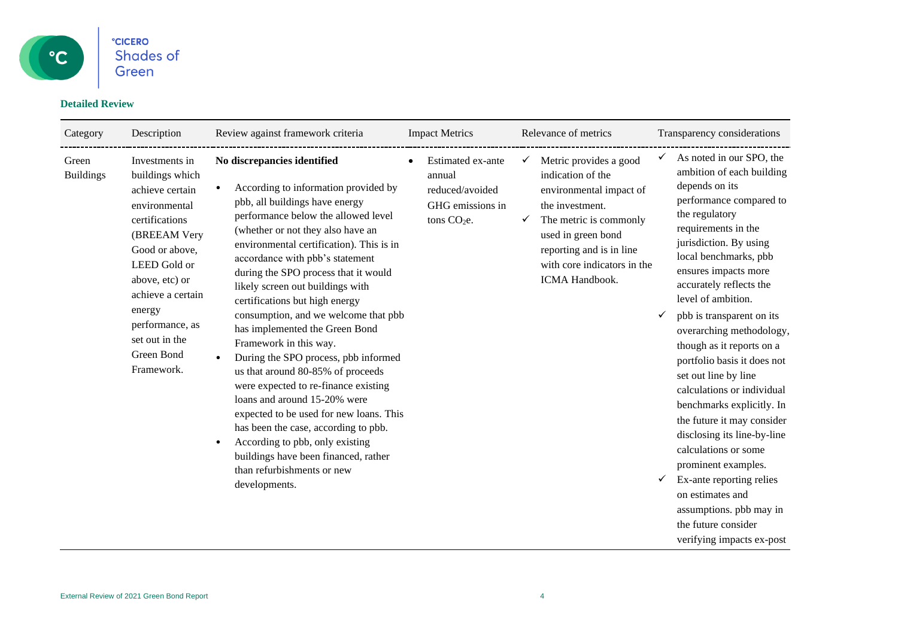### Detailed Review

| Category | Description | Review against framework criteria | Impact Metrics | Relevance of metrics | Transparency considerations |
|---|---|---|---|---|---|
| Green Buildings | Investments in buildings which achieve certain environmental certifications (BREEAM Very Good or above, LEED Gold or above, etc) or achieve a certain energy performance, as set out in the Green Bond Framework. | **No discrepancies identified**<br><br>• According to information provided by pbb, all buildings have energy performance below the allowed level (whether or not they also have an environmental certification). This is in accordance with pbb's statement during the SPO process that it would likely screen out buildings with certifications but high energy consumption, and we welcome that pbb has implemented the Green Bond Framework in this way.<br>• During the SPO process, pbb informed us that around 80-85% of proceeds were expected to re-finance existing loans and around 15-20% were expected to be used for new loans. This has been the case, according to pbb.<br>• According to pbb, only existing buildings have been financed, rather than refurbishments or new developments. | • Estimated ex-ante annual reduced/avoided GHG emissions in tons $CO_2$e. | ✓ Metric provides a good indication of the environmental impact of the investment.<br>✓ The metric is commonly used in green bond reporting and is in line with core indicators in the ICMA Handbook. | ✓ As noted in our SPO, the ambition of each building depends on its performance compared to the regulatory requirements in the jurisdiction. By using local benchmarks, pbb ensures impacts more accurately reflects the level of ambition.<br>✓ pbb is transparent on its overarching methodology, though as it reports on a portfolio basis it does not set out line by line calculations or individual benchmarks explicitly. In the future it may consider disclosing its line-by-line calculations or some prominent examples.<br>✓ Ex-ante reporting relies on estimates and assumptions. pbb may in the future consider verifying impacts ex-post |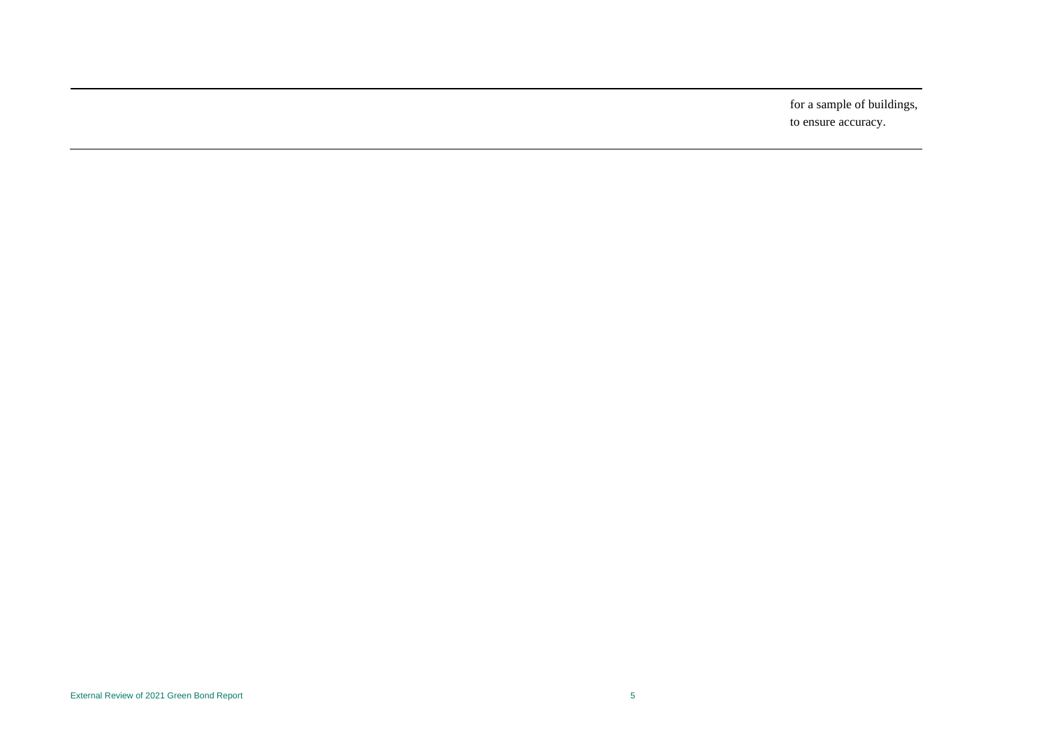| | |
|---|---|
| | for a sample of buildings, to ensure accuracy. |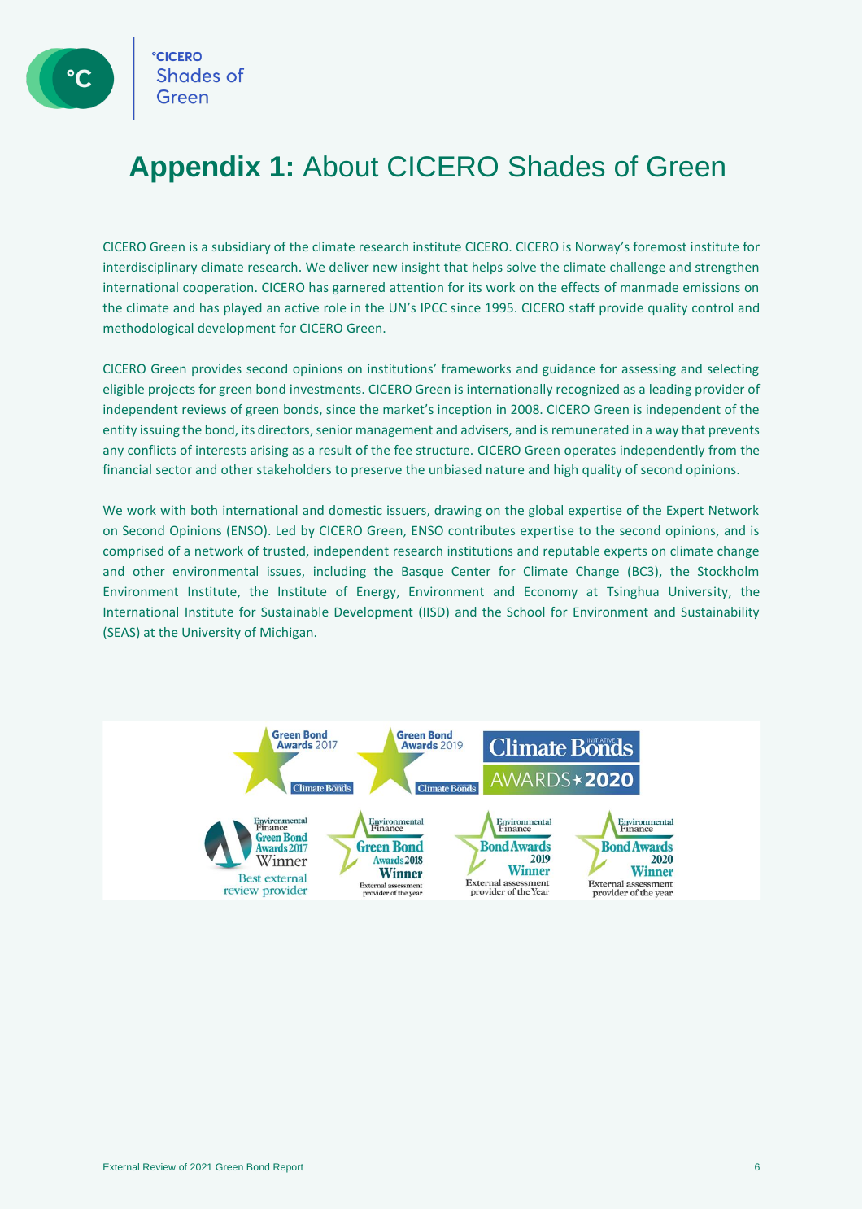# **Appendix 1:** About CICERO Shades of Green

CICERO Green is a subsidiary of the climate research institute CICERO. CICERO is Norway's foremost institute for interdisciplinary climate research. We deliver new insight that helps solve the climate challenge and strengthen international cooperation. CICERO has garnered attention for its work on the effects of manmade emissions on the climate and has played an active role in the UN's IPCC since 1995. CICERO staff provide quality control and methodological development for CICERO Green.

CICERO Green provides second opinions on institutions' frameworks and guidance for assessing and selecting eligible projects for green bond investments. CICERO Green is internationally recognized as a leading provider of independent reviews of green bonds, since the market's inception in 2008. CICERO Green is independent of the entity issuing the bond, its directors, senior management and advisers, and is remunerated in a way that prevents any conflicts of interests arising as a result of the fee structure. CICERO Green operates independently from the financial sector and other stakeholders to preserve the unbiased nature and high quality of second opinions.

We work with both international and domestic issuers, drawing on the global expertise of the Expert Network on Second Opinions (ENSO). Led by CICERO Green, ENSO contributes expertise to the second opinions, and is comprised of a network of trusted, independent research institutions and reputable experts on climate change and other environmental issues, including the Basque Center for Climate Change (BC3), the Stockholm Environment Institute, the Institute of Energy, Environment and Economy at Tsinghua University, the International Institute for Sustainable Development (IISD) and the School for Environment and Sustainability (SEAS) at the University of Michigan.

Green Bond Awards 2017 Climate Bonds

Green Bond Awards 2019 Climate Bonds

Climate Bonds Initiative AWARDS 2020

Environmental Finance Green Bond Awards 2017 Winner Best external review provider

Environmental Finance Green Bond Awards 2018 Winner External assessment provider of the year

Environmental Finance Bond Awards 2019 Winner External assessment provider of the Year

Environmental Finance Bond Awards 2020 Winner External assessment provider of the year